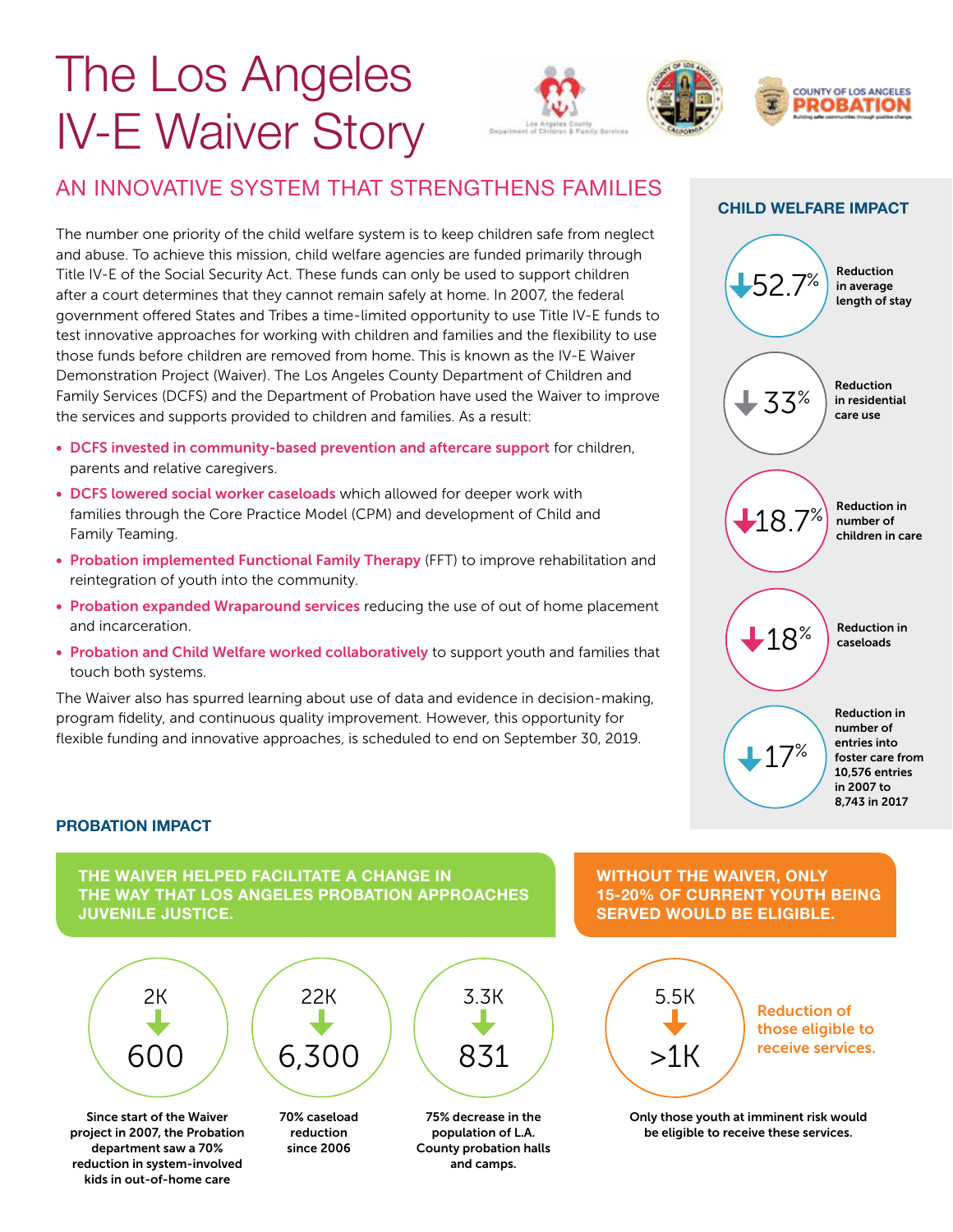# The Los Angeles IV-E Waiver Story

## AN INNOVATIVE SYSTEM THAT STRENGTHENS FAMILIES

The number one priority of the child welfare system is to keep children safe from neglect and abuse. To achieve this mission, child welfare agencies are funded primarily through Title IV-E of the Social Security Act. These funds can only be used to support children after a court determines that they cannot remain safely at home. In 2007, the federal government offered States and Tribes a time-limited opportunity to use Title IV-E funds to test innovative approaches for working with children and families and the flexibility to use those funds before children are removed from home. This is known as the IV-E Waiver Demonstration Project (Waiver). The Los Angeles County Department of Children and Family Services (DCFS) and the Department of Probation have used the Waiver to improve the services and supports provided to children and families. As a result:

- **DCFS invested in community-based prevention and aftercare support** for children, parents and relative caregivers.
- **DCFS lowered social worker caseloads** which allowed for deeper work with families through the Core Practice Model (CPM) and development of Child and Family Teaming.
- **Probation implemented Functional Family Therapy** (FFT) to improve rehabilitation and reintegration of youth into the community.
- **Probation expanded Wraparound services** reducing the use of out of home placement and incarceration.
- **Probation and Child Welfare worked collaboratively** to support youth and families that touch both systems.

The Waiver also has spurred learning about use of data and evidence in decision-making, program fidelity, and continuous quality improvement. However, this opportunity for flexible funding and innovative approaches, is scheduled to end on September 30, 2019.

### CHILD WELFARE IMPACT

- ↓52.7% — Reduction in average length of stay
- ↓33% — Reduction in residential care use
- ↓18.7% — Reduction in number of children in care
- ↓18% — Reduction in caseloads
- ↓17% — Reduction in number of entries into foster care from 10,576 entries in 2007 to 8,743 in 2017

### PROBATION IMPACT

**THE WAIVER HELPED FACILITATE A CHANGE IN THE WAY THAT LOS ANGELES PROBATION APPROACHES JUVENILE JUSTICE.**

- 2K → 600 — Since start of the Waiver project in 2007, the Probation department saw a 70% reduction in system-involved kids in out-of-home care
- 22K → 6,300 — 70% caseload reduction since 2006
- 3.3K → 831 — 75% decrease in the population of L.A. County probation halls and camps.

**WITHOUT THE WAIVER, ONLY 15-20% OF CURRENT YOUTH BEING SERVED WOULD BE ELIGIBLE.**

- 5.5K → >1K — Reduction of those eligible to receive services.

Only those youth at imminent risk would be eligible to receive these services.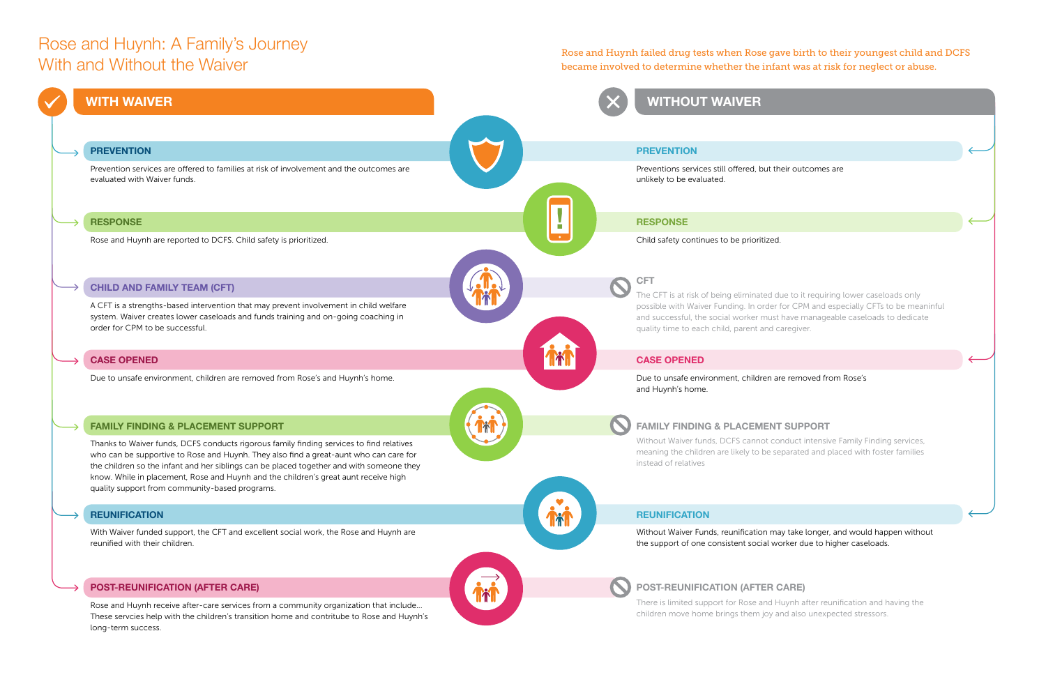# Rose and Huynh: A Family's Journey With and Without the Waiver

Rose and Huynh failed drug tests when Rose gave birth to their youngest child and DCFS became involved to determine whether the infant was at risk for neglect or abuse.

## WITH WAIVER

### PREVENTION

Prevention services are offered to families at risk of involvement and the outcomes are evaluated with Waiver funds.

### RESPONSE

Rose and Huynh are reported to DCFS. Child safety is prioritized.

### CHILD AND FAMILY TEAM (CFT)

A CFT is a strengths-based intervention that may prevent involvement in child welfare system. Waiver creates lower caseloads and funds training and on-going coaching in order for CPM to be successful.

### CASE OPENED

Due to unsafe environment, children are removed from Rose's and Huynh's home.

### FAMILY FINDING & PLACEMENT SUPPORT

Thanks to Waiver funds, DCFS conducts rigorous family finding services to find relatives who can be supportive to Rose and Huynh. They also find a great-aunt who can care for the children so the infant and her siblings can be placed together and with someone they know. While in placement, Rose and Huynh and the children's great aunt receive high quality support from community-based programs.

### REUNIFICATION

With Waiver funded support, the CFT and excellent social work, the Rose and Huynh are reunified with their children.

### POST-REUNIFICATION (AFTER CARE)

Rose and Huynh receive after-care services from a community organization that include... These servcies help with the children's transition home and contritube to Rose and Huynh's long-term success.

## WITHOUT WAIVER

### PREVENTION

Preventions services still offered, but their outcomes are unlikely to be evaluated.

### RESPONSE

Child safety continues to be prioritized.

### CFT

The CFT is at risk of being eliminated due to it requiring lower caseloads only possible with Waiver Funding. In order for CPM and especially CFTs to be meaningful and successful, the social worker must have manageable caseloads to dedicate quality time to each child, parent and caregiver.

### CASE OPENED

Due to unsafe environment, children are removed from Rose's and Huynh's home.

### FAMILY FINDING & PLACEMENT SUPPORT

Without Waiver funds, DCFS cannot conduct intensive Family Finding services, meaning the children are likely to be separated and placed with foster families instead of relatives

### REUNIFICATION

Without Waiver Funds, reunification may take longer, and would happen without the support of one consistent social worker due to higher caseloads.

### POST-REUNIFICATION (AFTER CARE)

There is limited support for Rose and Huynh after reunification and having the children move home brings them joy and also unexpected stressors.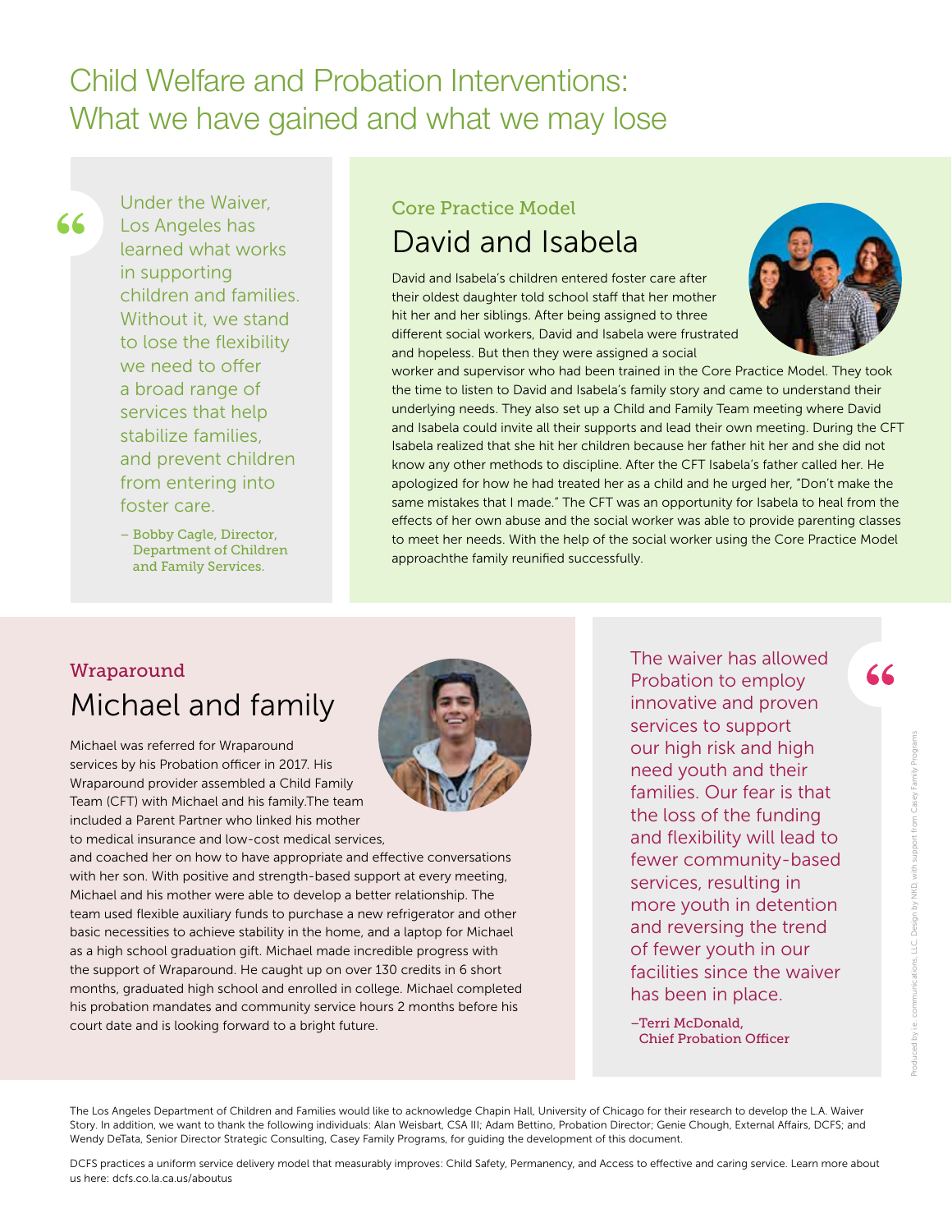# Child Welfare and Probation Interventions: What we have gained and what we may lose

> "Under the Waiver, Los Angeles has learned what works in supporting children and families. Without it, we stand to lose the flexibility we need to offer a broad range of services that help stabilize families, and prevent children from entering into foster care.
>
> – Bobby Cagle, Director, Department of Children and Family Services.

### Core Practice Model

## David and Isabela

David and Isabela's children entered foster care after their oldest daughter told school staff that her mother hit her and her siblings. After being assigned to three different social workers, David and Isabela were frustrated and hopeless. But then they were assigned a social worker and supervisor who had been trained in the Core Practice Model. They took the time to listen to David and Isabela's family story and came to understand their underlying needs. They also set up a Child and Family Team meeting where David and Isabela could invite all their supports and lead their own meeting. During the CFT Isabela realized that she hit her children because her father hit her and she did not know any other methods to discipline. After the CFT Isabela's father called her. He apologized for how he had treated her as a child and he urged her, "Don't make the same mistakes that I made." The CFT was an opportunity for Isabela to heal from the effects of her own abuse and the social worker was able to provide parenting classes to meet her needs. With the help of the social worker using the Core Practice Model approachthe family reunified successfully.

### Wraparound

## Michael and family

Michael was referred for Wraparound services by his Probation officer in 2017. His Wraparound provider assembled a Child Family Team (CFT) with Michael and his family.The team included a Parent Partner who linked his mother to medical insurance and low-cost medical services, and coached her on how to have appropriate and effective conversations with her son. With positive and strength-based support at every meeting, Michael and his mother were able to develop a better relationship. The team used flexible auxiliary funds to purchase a new refrigerator and other basic necessities to achieve stability in the home, and a laptop for Michael as a high school graduation gift. Michael made incredible progress with the support of Wraparound. He caught up on over 130 credits in 6 short months, graduated high school and enrolled in college. Michael completed his probation mandates and community service hours 2 months before his court date and is looking forward to a bright future.

> "The waiver has allowed Probation to employ innovative and proven services to support our high risk and high need youth and their families. Our fear is that the loss of the funding and flexibility will lead to fewer community-based services, resulting in more youth in detention and reversing the trend of fewer youth in our facilities since the waiver has been in place.
>
> –Terri McDonald, Chief Probation Officer

The Los Angeles Department of Children and Families would like to acknowledge Chapin Hall, University of Chicago for their research to develop the L.A. Waiver Story. In addition, we want to thank the following individuals: Alan Weisbart, CSA III; Adam Bettino, Probation Director; Genie Chough, External Affairs, DCFS; and Wendy DeTata, Senior Director Strategic Consulting, Casey Family Programs, for guiding the development of this document.

DCFS practices a uniform service delivery model that measurably improves: Child Safety, Permanency, and Access to effective and caring service. Learn more about us here: dcfs.co.la.ca.us/aboutus

Produced by i.e. communications, LLC. Design by NKD, with support from Casey Family Programs